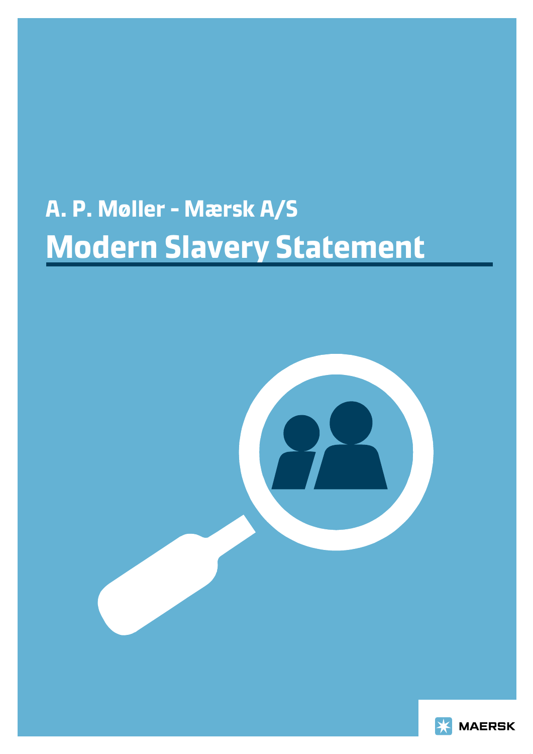## A. P. Møller - Mærsk A/S

# Modern Slavery Statement

MAERSK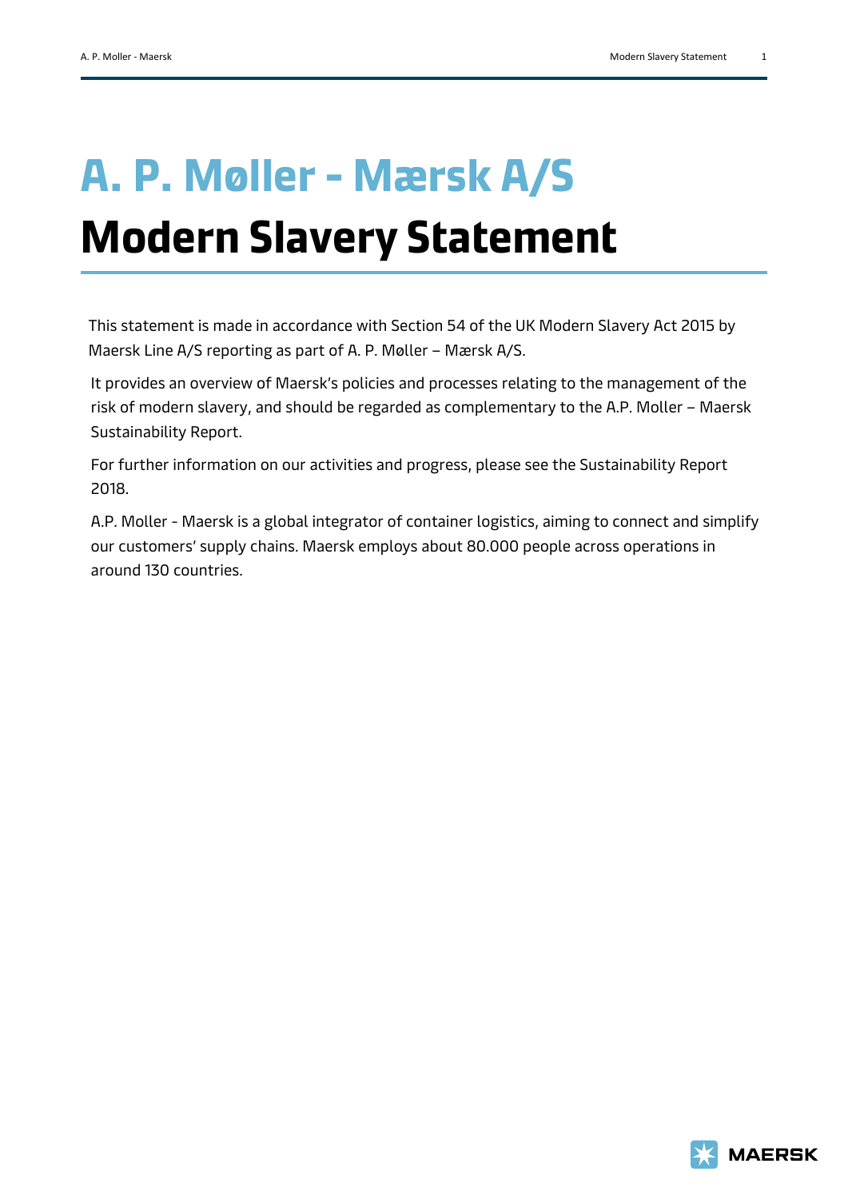# A. P. Møller - Mærsk A/S

# Modern Slavery Statement

This statement is made in accordance with Section 54 of the UK Modern Slavery Act 2015 by Maersk Line A/S reporting as part of A. P. Møller – Mærsk A/S.

It provides an overview of Maersk's policies and processes relating to the management of the risk of modern slavery, and should be regarded as complementary to the A.P. Moller – Maersk Sustainability Report.

For further information on our activities and progress, please see the Sustainability Report 2018.

A.P. Moller - Maersk is a global integrator of container logistics, aiming to connect and simplify our customers' supply chains. Maersk employs about 80.000 people across operations in around 130 countries.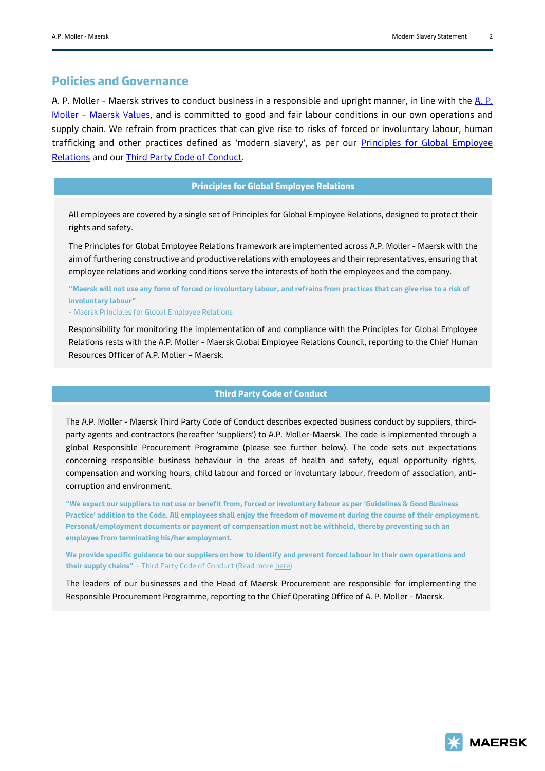## Policies and Governance

A. P. Moller - Maersk strives to conduct business in a responsible and upright manner, in line with the A. P. Moller - Maersk Values, and is committed to good and fair labour conditions in our own operations and supply chain. We refrain from practices that can give rise to risks of forced or involuntary labour, human trafficking and other practices defined as 'modern slavery', as per our Principles for Global Employee Relations and our Third Party Code of Conduct.

### Principles for Global Employee Relations

All employees are covered by a single set of Principles for Global Employee Relations, designed to protect their rights and safety.

The Principles for Global Employee Relations framework are implemented across A.P. Moller - Maersk with the aim of furthering constructive and productive relations with employees and their representatives, ensuring that employee relations and working conditions serve the interests of both the employees and the company.

**"Maersk will not use any form of forced or involuntary labour, and refrains from practices that can give rise to a risk of involuntary labour"**
- Maersk Principles for Global Employee Relations

Responsibility for monitoring the implementation of and compliance with the Principles for Global Employee Relations rests with the A.P. Moller - Maersk Global Employee Relations Council, reporting to the Chief Human Resources Officer of A.P. Moller – Maersk.

### Third Party Code of Conduct

The A.P. Moller - Maersk Third Party Code of Conduct describes expected business conduct by suppliers, third-party agents and contractors (hereafter 'suppliers') to A.P. Moller-Maersk. The code is implemented through a global Responsible Procurement Programme (please see further below). The code sets out expectations concerning responsible business behaviour in the areas of health and safety, equal opportunity rights, compensation and working hours, child labour and forced or involuntary labour, freedom of association, anti-corruption and environment.

**"We expect our suppliers to not use or benefit from, forced or involuntary labour as per 'Guidelines & Good Business Practice' addition to the Code. All employees shall enjoy the freedom of movement during the course of their employment. Personal/employment documents or payment of compensation must not be withheld, thereby preventing such an employee from terminating his/her employment.**

**We provide specific guidance to our suppliers on how to identify and prevent forced labour in their own operations and their supply chains"** - Third Party Code of Conduct (Read more here)

The leaders of our businesses and the Head of Maersk Procurement are responsible for implementing the Responsible Procurement Programme, reporting to the Chief Operating Office of A. P. Moller - Maersk.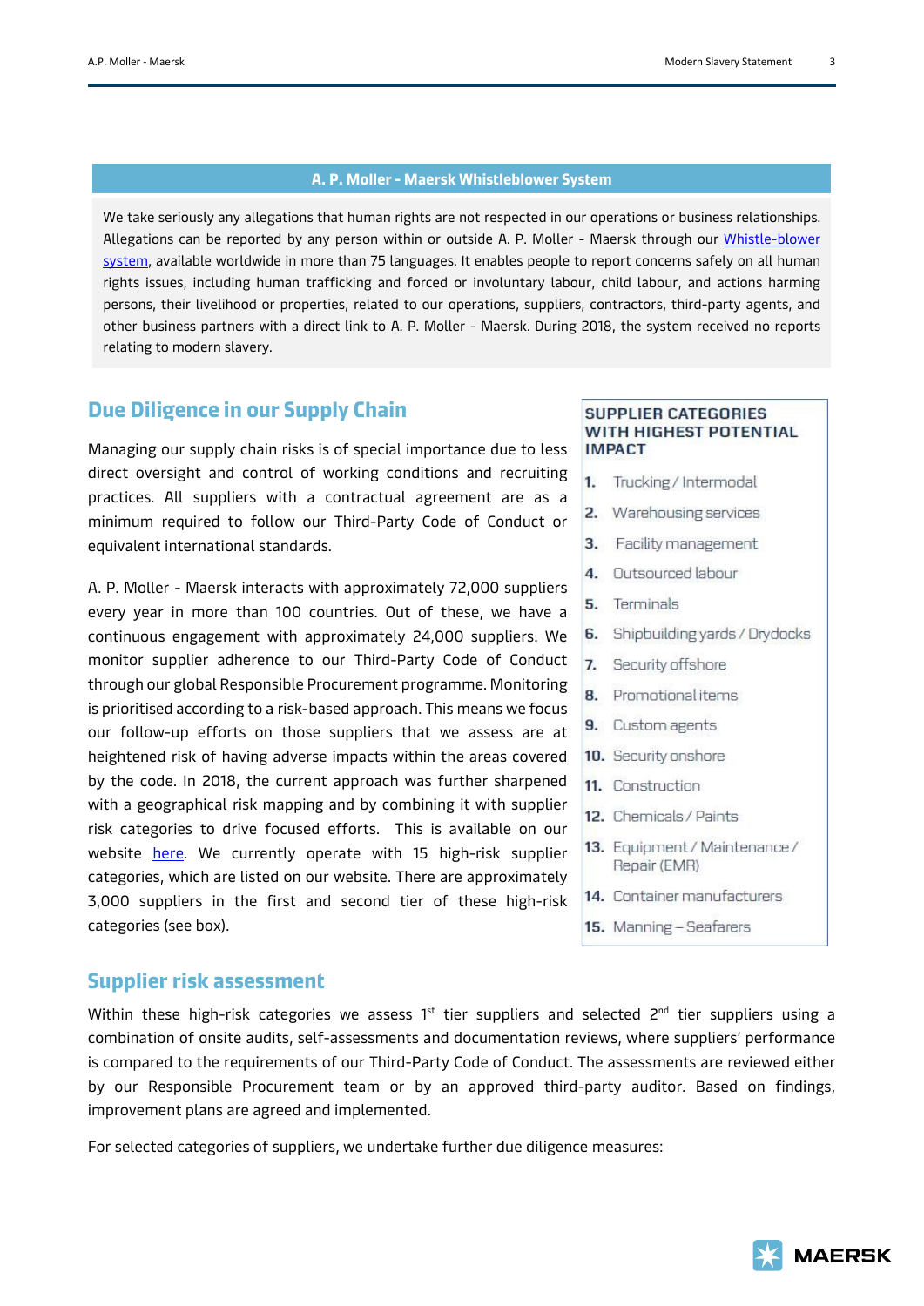**A. P. Moller - Maersk Whistleblower System**

We take seriously any allegations that human rights are not respected in our operations or business relationships. Allegations can be reported by any person within or outside A. P. Moller - Maersk through our Whistle-blower system, available worldwide in more than 75 languages. It enables people to report concerns safely on all human rights issues, including human trafficking and forced or involuntary labour, child labour, and actions harming persons, their livelihood or properties, related to our operations, suppliers, contractors, third-party agents, and other business partners with a direct link to A. P. Moller - Maersk. During 2018, the system received no reports relating to modern slavery.

## Due Diligence in our Supply Chain

Managing our supply chain risks is of special importance due to less direct oversight and control of working conditions and recruiting practices. All suppliers with a contractual agreement are as a minimum required to follow our Third-Party Code of Conduct or equivalent international standards.

A. P. Moller - Maersk interacts with approximately 72,000 suppliers every year in more than 100 countries. Out of these, we have a continuous engagement with approximately 24,000 suppliers. We monitor supplier adherence to our Third-Party Code of Conduct through our global Responsible Procurement programme. Monitoring is prioritised according to a risk-based approach. This means we focus our follow-up efforts on those suppliers that we assess are at heightened risk of having adverse impacts within the areas covered by the code. In 2018, the current approach was further sharpened with a geographical risk mapping and by combining it with supplier risk categories to drive focused efforts. This is available on our website here. We currently operate with 15 high-risk supplier categories, which are listed on our website. There are approximately 3,000 suppliers in the first and second tier of these high-risk categories (see box).

**SUPPLIER CATEGORIES WITH HIGHEST POTENTIAL IMPACT**

1. Trucking / Intermodal
2. Warehousing services
3. Facility management
4. Outsourced labour
5. Terminals
6. Shipbuilding yards / Drydocks
7. Security offshore
8. Promotional items
9. Custom agents
10. Security onshore
11. Construction
12. Chemicals / Paints
13. Equipment / Maintenance / Repair (EMR)
14. Container manufacturers
15. Manning – Seafarers

## Supplier risk assessment

Within these high-risk categories we assess 1st tier suppliers and selected 2nd tier suppliers using a combination of onsite audits, self-assessments and documentation reviews, where suppliers' performance is compared to the requirements of our Third-Party Code of Conduct. The assessments are reviewed either by our Responsible Procurement team or by an approved third-party auditor. Based on findings, improvement plans are agreed and implemented.

For selected categories of suppliers, we undertake further due diligence measures: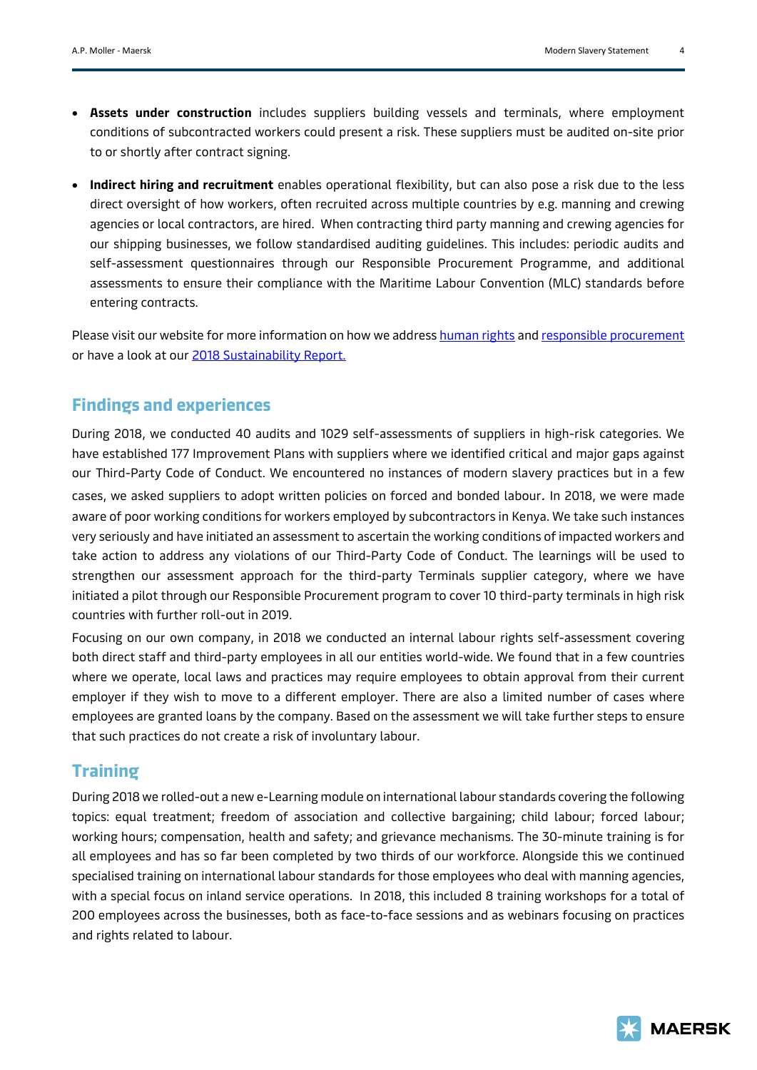- **Assets under construction** includes suppliers building vessels and terminals, where employment conditions of subcontracted workers could present a risk. These suppliers must be audited on-site prior to or shortly after contract signing.
- **Indirect hiring and recruitment** enables operational flexibility, but can also pose a risk due to the less direct oversight of how workers, often recruited across multiple countries by e.g. manning and crewing agencies or local contractors, are hired. When contracting third party manning and crewing agencies for our shipping businesses, we follow standardised auditing guidelines. This includes: periodic audits and self-assessment questionnaires through our Responsible Procurement Programme, and additional assessments to ensure their compliance with the Maritime Labour Convention (MLC) standards before entering contracts.

Please visit our website for more information on how we address human rights and responsible procurement or have a look at our 2018 Sustainability Report.

## Findings and experiences

During 2018, we conducted 40 audits and 1029 self-assessments of suppliers in high-risk categories. We have established 177 Improvement Plans with suppliers where we identified critical and major gaps against our Third-Party Code of Conduct. We encountered no instances of modern slavery practices but in a few cases, we asked suppliers to adopt written policies on forced and bonded labour. In 2018, we were made aware of poor working conditions for workers employed by subcontractors in Kenya. We take such instances very seriously and have initiated an assessment to ascertain the working conditions of impacted workers and take action to address any violations of our Third-Party Code of Conduct. The learnings will be used to strengthen our assessment approach for the third-party Terminals supplier category, where we have initiated a pilot through our Responsible Procurement program to cover 10 third-party terminals in high risk countries with further roll-out in 2019.

Focusing on our own company, in 2018 we conducted an internal labour rights self-assessment covering both direct staff and third-party employees in all our entities world-wide. We found that in a few countries where we operate, local laws and practices may require employees to obtain approval from their current employer if they wish to move to a different employer. There are also a limited number of cases where employees are granted loans by the company. Based on the assessment we will take further steps to ensure that such practices do not create a risk of involuntary labour.

## Training

During 2018 we rolled-out a new e-Learning module on international labour standards covering the following topics: equal treatment; freedom of association and collective bargaining; child labour; forced labour; working hours; compensation, health and safety; and grievance mechanisms. The 30-minute training is for all employees and has so far been completed by two thirds of our workforce. Alongside this we continued specialised training on international labour standards for those employees who deal with manning agencies, with a special focus on inland service operations. In 2018, this included 8 training workshops for a total of 200 employees across the businesses, both as face-to-face sessions and as webinars focusing on practices and rights related to labour.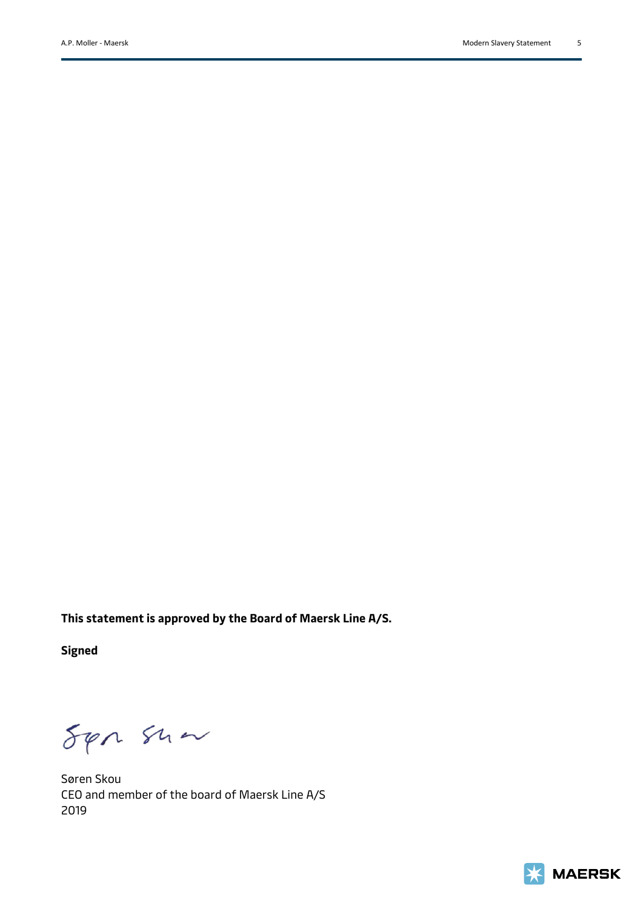**This statement is approved by the Board of Maersk Line A/S.**

**Signed**

Søren Skou
CEO and member of the board of Maersk Line A/S
2019